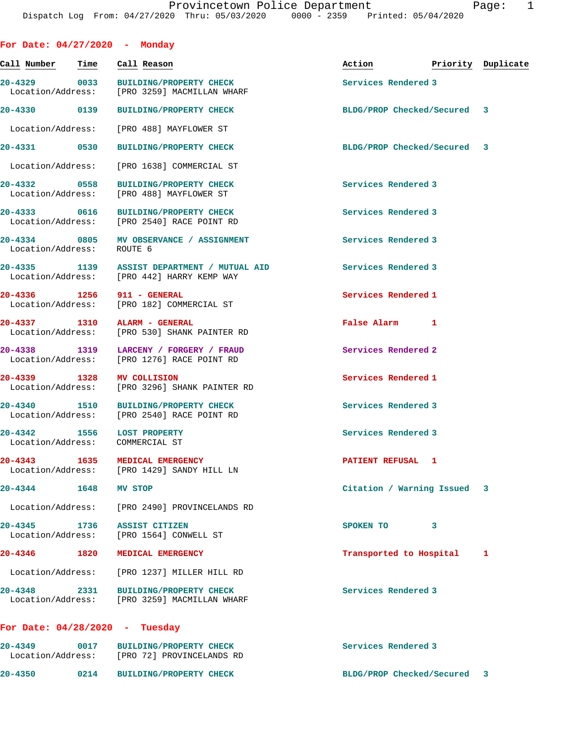Provincetown Police Department
Dispatch Log From: 04/27/2020 Thru: 05/03/2020 0000 - 2359 Printed: 05/04/2020

## For Date: 04/27/2020 - Monday

| Call Number | Time | Call Reason | Action | Priority | Duplicate |
|---|---|---|---|---|---|
| 20-4329 | 0033 | BUILDING/PROPERTY CHECK | Services Rendered | 3 | |
| Location/Address: | | [PRO 3259] MACMILLAN WHARF | | | |
| 20-4330 | 0139 | BUILDING/PROPERTY CHECK | BLDG/PROP Checked/Secured | 3 | |
| Location/Address: | | [PRO 488] MAYFLOWER ST | | | |
| 20-4331 | 0530 | BUILDING/PROPERTY CHECK | BLDG/PROP Checked/Secured | 3 | |
| Location/Address: | | [PRO 1638] COMMERCIAL ST | | | |
| 20-4332 | 0558 | BUILDING/PROPERTY CHECK | Services Rendered | 3 | |
| Location/Address: | | [PRO 488] MAYFLOWER ST | | | |
| 20-4333 | 0616 | BUILDING/PROPERTY CHECK | Services Rendered | 3 | |
| Location/Address: | | [PRO 2540] RACE POINT RD | | | |
| 20-4334 | 0805 | MV OBSERVANCE / ASSIGNMENT | Services Rendered | 3 | |
| Location/Address: | | ROUTE 6 | | | |
| 20-4335 | 1139 | ASSIST DEPARTMENT / MUTUAL AID | Services Rendered | 3 | |
| Location/Address: | | [PRO 442] HARRY KEMP WAY | | | |
| 20-4336 | 1256 | 911 - GENERAL | Services Rendered | 1 | |
| Location/Address: | | [PRO 182] COMMERCIAL ST | | | |
| 20-4337 | 1310 | ALARM - GENERAL | False Alarm | 1 | |
| Location/Address: | | [PRO 530] SHANK PAINTER RD | | | |
| 20-4338 | 1319 | LARCENY / FORGERY / FRAUD | Services Rendered | 2 | |
| Location/Address: | | [PRO 1276] RACE POINT RD | | | |
| 20-4339 | 1328 | MV COLLISION | Services Rendered | 1 | |
| Location/Address: | | [PRO 3296] SHANK PAINTER RD | | | |
| 20-4340 | 1510 | BUILDING/PROPERTY CHECK | Services Rendered | 3 | |
| Location/Address: | | [PRO 2540] RACE POINT RD | | | |
| 20-4342 | 1556 | LOST PROPERTY | Services Rendered | 3 | |
| Location/Address: | | COMMERCIAL ST | | | |
| 20-4343 | 1635 | MEDICAL EMERGENCY | PATIENT REFUSAL | 1 | |
| Location/Address: | | [PRO 1429] SANDY HILL LN | | | |
| 20-4344 | 1648 | MV STOP | Citation / Warning Issued | 3 | |
| Location/Address: | | [PRO 2490] PROVINCELANDS RD | | | |
| 20-4345 | 1736 | ASSIST CITIZEN | SPOKEN TO | 3 | |
| Location/Address: | | [PRO 1564] CONWELL ST | | | |
| 20-4346 | 1820 | MEDICAL EMERGENCY | Transported to Hospital | 1 | |
| Location/Address: | | [PRO 1237] MILLER HILL RD | | | |
| 20-4348 | 2331 | BUILDING/PROPERTY CHECK | Services Rendered | 3 | |
| Location/Address: | | [PRO 3259] MACMILLAN WHARF | | | |

## For Date: 04/28/2020 - Tuesday

| Call Number | Time | Call Reason | Action | Priority | Duplicate |
|---|---|---|---|---|---|
| 20-4349 | 0017 | BUILDING/PROPERTY CHECK | Services Rendered | 3 | |
| Location/Address: | | [PRO 72] PROVINCELANDS RD | | | |
| 20-4350 | 0214 | BUILDING/PROPERTY CHECK | BLDG/PROP Checked/Secured | 3 | |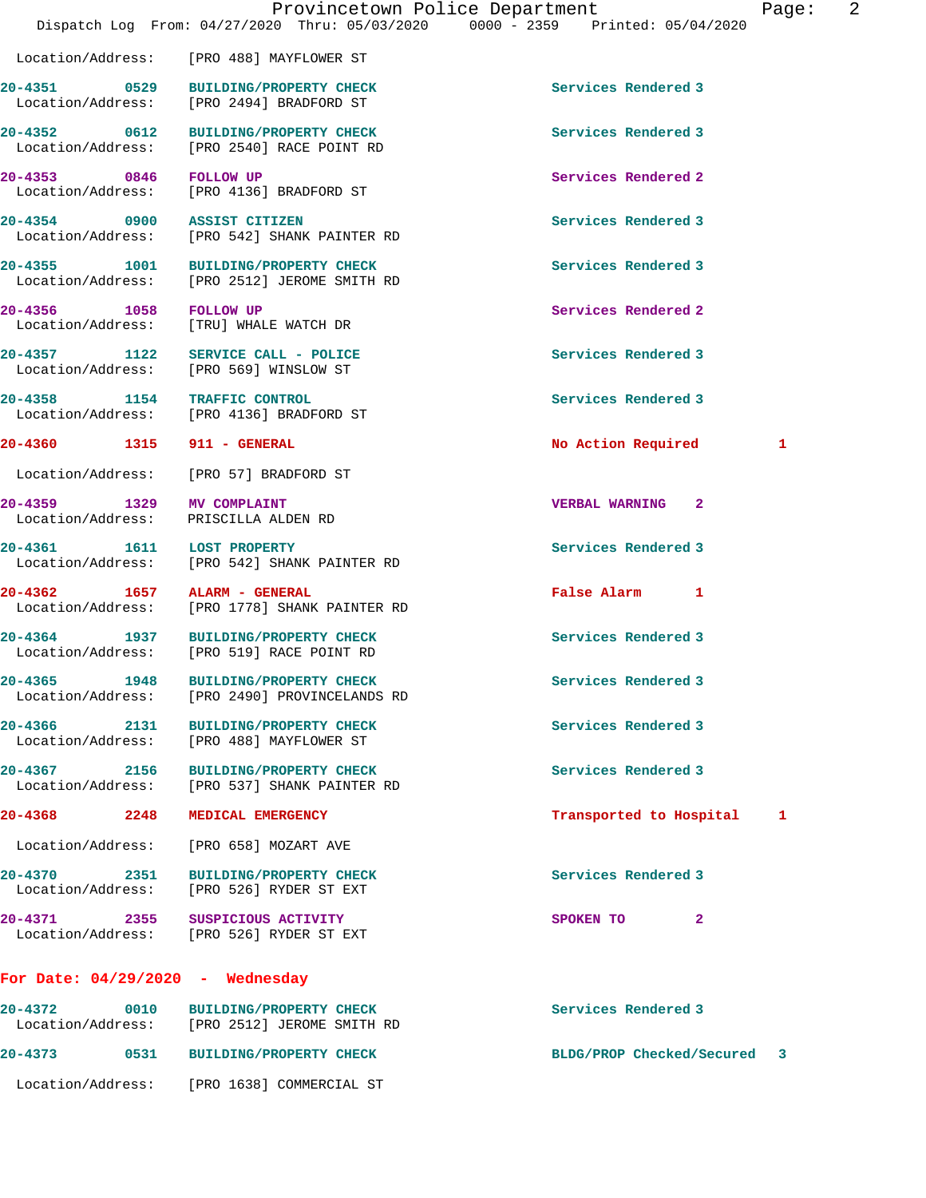Location/Address: [PRO 488] MAYFLOWER ST

| Call # | Time | Call Reason | Action | Priority |
|---|---|---|---|---|
| 20-4351 | 0529 | BUILDING/PROPERTY CHECK | Services Rendered | 3 |
| | | Location/Address: [PRO 2494] BRADFORD ST | | |
| 20-4352 | 0612 | BUILDING/PROPERTY CHECK | Services Rendered | 3 |
| | | Location/Address: [PRO 2540] RACE POINT RD | | |
| 20-4353 | 0846 | FOLLOW UP | Services Rendered | 2 |
| | | Location/Address: [PRO 4136] BRADFORD ST | | |
| 20-4354 | 0900 | ASSIST CITIZEN | Services Rendered | 3 |
| | | Location/Address: [PRO 542] SHANK PAINTER RD | | |
| 20-4355 | 1001 | BUILDING/PROPERTY CHECK | Services Rendered | 3 |
| | | Location/Address: [PRO 2512] JEROME SMITH RD | | |
| 20-4356 | 1058 | FOLLOW UP | Services Rendered | 2 |
| | | Location/Address: [TRU] WHALE WATCH DR | | |
| 20-4357 | 1122 | SERVICE CALL - POLICE | Services Rendered | 3 |
| | | Location/Address: [PRO 569] WINSLOW ST | | |
| 20-4358 | 1154 | TRAFFIC CONTROL | Services Rendered | 3 |
| | | Location/Address: [PRO 4136] BRADFORD ST | | |
| 20-4360 | 1315 | 911 - GENERAL | No Action Required | 1 |
| | | Location/Address: [PRO 57] BRADFORD ST | | |
| 20-4359 | 1329 | MV COMPLAINT | VERBAL WARNING | 2 |
| | | Location/Address: PRISCILLA ALDEN RD | | |
| 20-4361 | 1611 | LOST PROPERTY | Services Rendered | 3 |
| | | Location/Address: [PRO 542] SHANK PAINTER RD | | |
| 20-4362 | 1657 | ALARM - GENERAL | False Alarm | 1 |
| | | Location/Address: [PRO 1778] SHANK PAINTER RD | | |
| 20-4364 | 1937 | BUILDING/PROPERTY CHECK | Services Rendered | 3 |
| | | Location/Address: [PRO 519] RACE POINT RD | | |
| 20-4365 | 1948 | BUILDING/PROPERTY CHECK | Services Rendered | 3 |
| | | Location/Address: [PRO 2490] PROVINCELANDS RD | | |
| 20-4366 | 2131 | BUILDING/PROPERTY CHECK | Services Rendered | 3 |
| | | Location/Address: [PRO 488] MAYFLOWER ST | | |
| 20-4367 | 2156 | BUILDING/PROPERTY CHECK | Services Rendered | 3 |
| | | Location/Address: [PRO 537] SHANK PAINTER RD | | |
| 20-4368 | 2248 | MEDICAL EMERGENCY | Transported to Hospital | 1 |
| | | Location/Address: [PRO 658] MOZART AVE | | |
| 20-4370 | 2351 | BUILDING/PROPERTY CHECK | Services Rendered | 3 |
| | | Location/Address: [PRO 526] RYDER ST EXT | | |
| 20-4371 | 2355 | SUSPICIOUS ACTIVITY | SPOKEN TO | 2 |
| | | Location/Address: [PRO 526] RYDER ST EXT | | |

## For Date: 04/29/2020 - Wednesday

| Call # | Time | Call Reason | Action | Priority |
|---|---|---|---|---|
| 20-4372 | 0010 | BUILDING/PROPERTY CHECK | Services Rendered | 3 |
| | | Location/Address: [PRO 2512] JEROME SMITH RD | | |
| 20-4373 | 0531 | BUILDING/PROPERTY CHECK | BLDG/PROP Checked/Secured | 3 |
| | | Location/Address: [PRO 1638] COMMERCIAL ST | | |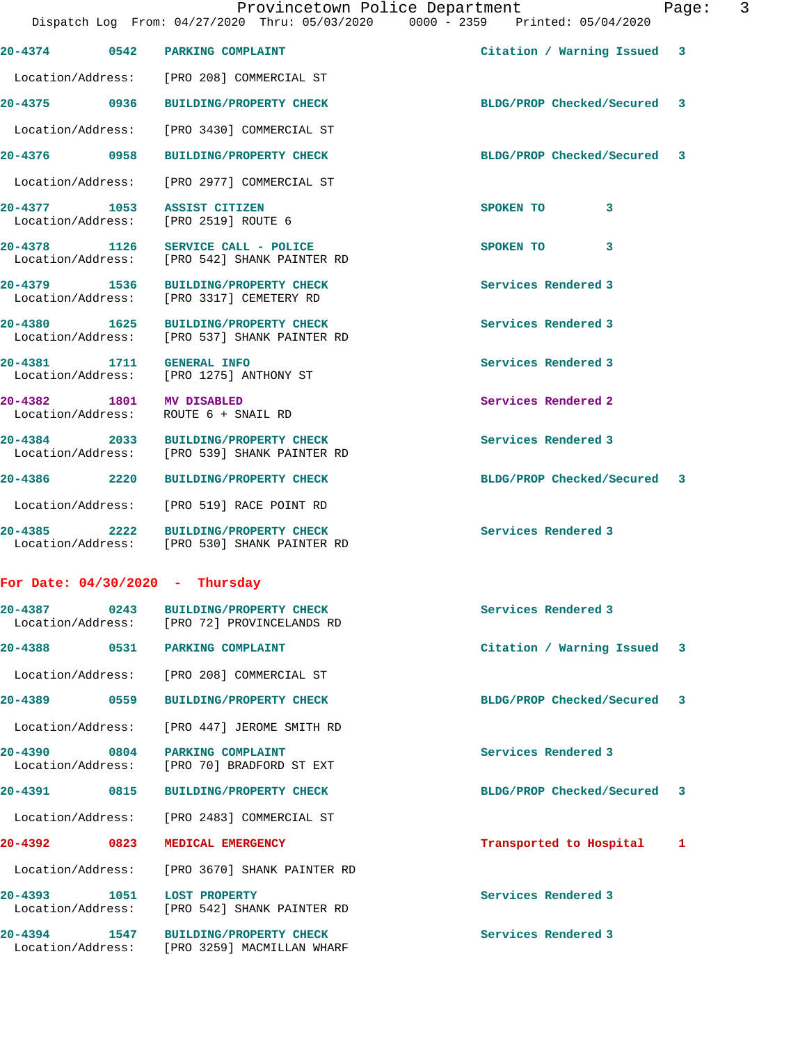20-4374 0542 PARKING COMPLAINT Citation / Warning Issued 3

Location/Address: [PRO 208] COMMERCIAL ST

20-4375 0936 BUILDING/PROPERTY CHECK BLDG/PROP Checked/Secured 3

Location/Address: [PRO 3430] COMMERCIAL ST

20-4376 0958 BUILDING/PROPERTY CHECK BLDG/PROP Checked/Secured 3

Location/Address: [PRO 2977] COMMERCIAL ST

20-4377 1053 ASSIST CITIZEN SPOKEN TO 3
Location/Address: [PRO 2519] ROUTE 6

20-4378 1126 SERVICE CALL - POLICE SPOKEN TO 3
Location/Address: [PRO 542] SHANK PAINTER RD

20-4379 1536 BUILDING/PROPERTY CHECK Services Rendered 3
Location/Address: [PRO 3317] CEMETERY RD

20-4380 1625 BUILDING/PROPERTY CHECK Services Rendered 3
Location/Address: [PRO 537] SHANK PAINTER RD

20-4381 1711 GENERAL INFO Services Rendered 3
Location/Address: [PRO 1275] ANTHONY ST

20-4382 1801 MV DISABLED Services Rendered 2
Location/Address: ROUTE 6 + SNAIL RD

20-4384 2033 BUILDING/PROPERTY CHECK Services Rendered 3
Location/Address: [PRO 539] SHANK PAINTER RD

20-4386 2220 BUILDING/PROPERTY CHECK BLDG/PROP Checked/Secured 3

Location/Address: [PRO 519] RACE POINT RD

20-4385 2222 BUILDING/PROPERTY CHECK Services Rendered 3
Location/Address: [PRO 530] SHANK PAINTER RD

**For Date: 04/30/2020 - Thursday**

20-4387 0243 BUILDING/PROPERTY CHECK Services Rendered 3
Location/Address: [PRO 72] PROVINCELANDS RD

20-4388 0531 PARKING COMPLAINT Citation / Warning Issued 3

Location/Address: [PRO 208] COMMERCIAL ST

20-4389 0559 BUILDING/PROPERTY CHECK BLDG/PROP Checked/Secured 3

Location/Address: [PRO 447] JEROME SMITH RD

20-4390 0804 PARKING COMPLAINT Services Rendered 3
Location/Address: [PRO 70] BRADFORD ST EXT

20-4391 0815 BUILDING/PROPERTY CHECK BLDG/PROP Checked/Secured 3

Location/Address: [PRO 2483] COMMERCIAL ST

20-4392 0823 MEDICAL EMERGENCY Transported to Hospital 1

Location/Address: [PRO 3670] SHANK PAINTER RD

20-4393 1051 LOST PROPERTY Services Rendered 3
Location/Address: [PRO 542] SHANK PAINTER RD

20-4394 1547 BUILDING/PROPERTY CHECK Services Rendered 3
Location/Address: [PRO 3259] MACMILLAN WHARF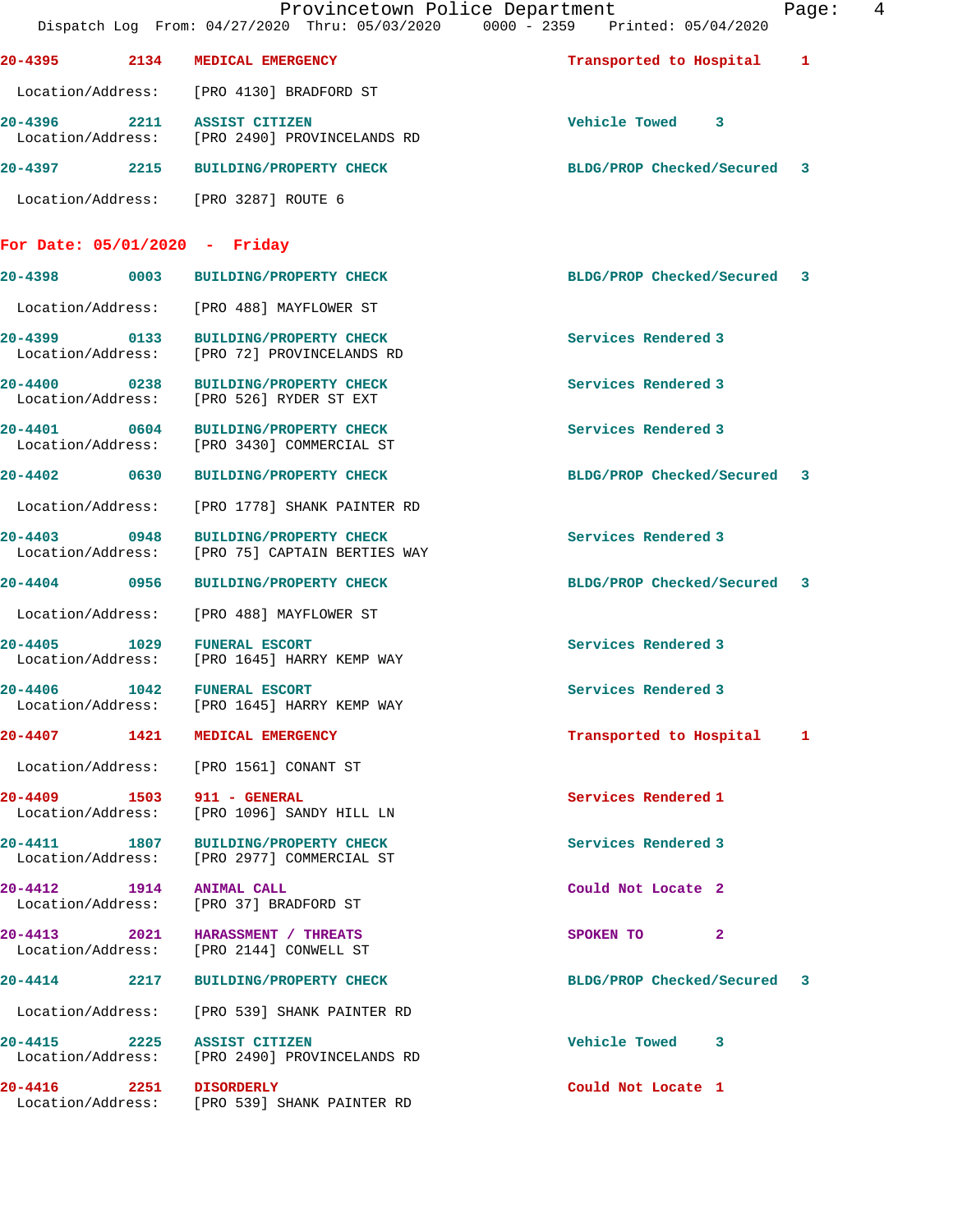20-4395 2134 MEDICAL EMERGENCY Transported to Hospital 1

Location/Address: [PRO 4130] BRADFORD ST

20-4396 2211 ASSIST CITIZEN Vehicle Towed 3
Location/Address: [PRO 2490] PROVINCELANDS RD

20-4397 2215 BUILDING/PROPERTY CHECK BLDG/PROP Checked/Secured 3

Location/Address: [PRO 3287] ROUTE 6

## For Date: 05/01/2020 - Friday

20-4398 0003 BUILDING/PROPERTY CHECK BLDG/PROP Checked/Secured 3

Location/Address: [PRO 488] MAYFLOWER ST

20-4399 0133 BUILDING/PROPERTY CHECK Services Rendered 3
Location/Address: [PRO 72] PROVINCELANDS RD

20-4400 0238 BUILDING/PROPERTY CHECK Services Rendered 3
Location/Address: [PRO 526] RYDER ST EXT

20-4401 0604 BUILDING/PROPERTY CHECK Services Rendered 3
Location/Address: [PRO 3430] COMMERCIAL ST

20-4402 0630 BUILDING/PROPERTY CHECK BLDG/PROP Checked/Secured 3

Location/Address: [PRO 1778] SHANK PAINTER RD

20-4403 0948 BUILDING/PROPERTY CHECK Services Rendered 3
Location/Address: [PRO 75] CAPTAIN BERTIES WAY

20-4404 0956 BUILDING/PROPERTY CHECK BLDG/PROP Checked/Secured 3

Location/Address: [PRO 488] MAYFLOWER ST

20-4405 1029 FUNERAL ESCORT Services Rendered 3
Location/Address: [PRO 1645] HARRY KEMP WAY

20-4406 1042 FUNERAL ESCORT Services Rendered 3
Location/Address: [PRO 1645] HARRY KEMP WAY

20-4407 1421 MEDICAL EMERGENCY Transported to Hospital 1

Location/Address: [PRO 1561] CONANT ST

20-4409 1503 911 - GENERAL Services Rendered 1
Location/Address: [PRO 1096] SANDY HILL LN

20-4411 1807 BUILDING/PROPERTY CHECK Services Rendered 3
Location/Address: [PRO 2977] COMMERCIAL ST

20-4412 1914 ANIMAL CALL Could Not Locate 2
Location/Address: [PRO 37] BRADFORD ST

20-4413 2021 HARASSMENT / THREATS SPOKEN TO 2
Location/Address: [PRO 2144] CONWELL ST

20-4414 2217 BUILDING/PROPERTY CHECK BLDG/PROP Checked/Secured 3

Location/Address: [PRO 539] SHANK PAINTER RD

20-4415 2225 ASSIST CITIZEN Vehicle Towed 3
Location/Address: [PRO 2490] PROVINCELANDS RD

20-4416 2251 DISORDERLY Could Not Locate 1
Location/Address: [PRO 539] SHANK PAINTER RD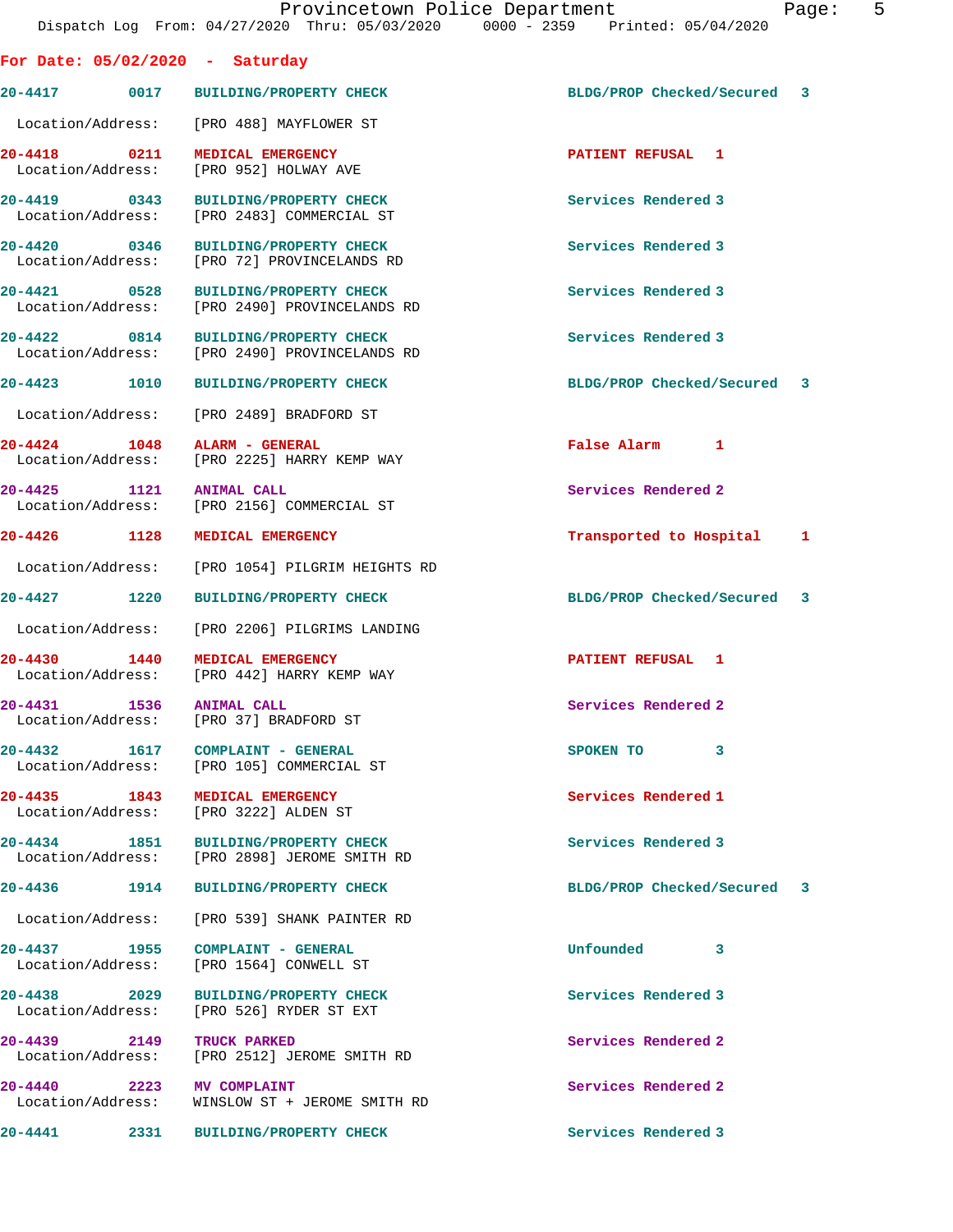**For Date: 05/02/2020 - Saturday**

| Call # | Time | Call Type | Disposition | Priority |
|---|---|---|---|---|
| 20-4417 | 0017 | BUILDING/PROPERTY CHECK | BLDG/PROP Checked/Secured | 3 |
| | | Location/Address: [PRO 488] MAYFLOWER ST | | |
| 20-4418 | 0211 | MEDICAL EMERGENCY | PATIENT REFUSAL | 1 |
| | | Location/Address: [PRO 952] HOLWAY AVE | | |
| 20-4419 | 0343 | BUILDING/PROPERTY CHECK | Services Rendered | 3 |
| | | Location/Address: [PRO 2483] COMMERCIAL ST | | |
| 20-4420 | 0346 | BUILDING/PROPERTY CHECK | Services Rendered | 3 |
| | | Location/Address: [PRO 72] PROVINCELANDS RD | | |
| 20-4421 | 0528 | BUILDING/PROPERTY CHECK | Services Rendered | 3 |
| | | Location/Address: [PRO 2490] PROVINCELANDS RD | | |
| 20-4422 | 0814 | BUILDING/PROPERTY CHECK | Services Rendered | 3 |
| | | Location/Address: [PRO 2490] PROVINCELANDS RD | | |
| 20-4423 | 1010 | BUILDING/PROPERTY CHECK | BLDG/PROP Checked/Secured | 3 |
| | | Location/Address: [PRO 2489] BRADFORD ST | | |
| 20-4424 | 1048 | ALARM - GENERAL | False Alarm | 1 |
| | | Location/Address: [PRO 2225] HARRY KEMP WAY | | |
| 20-4425 | 1121 | ANIMAL CALL | Services Rendered | 2 |
| | | Location/Address: [PRO 2156] COMMERCIAL ST | | |
| 20-4426 | 1128 | MEDICAL EMERGENCY | Transported to Hospital | 1 |
| | | Location/Address: [PRO 1054] PILGRIM HEIGHTS RD | | |
| 20-4427 | 1220 | BUILDING/PROPERTY CHECK | BLDG/PROP Checked/Secured | 3 |
| | | Location/Address: [PRO 2206] PILGRIMS LANDING | | |
| 20-4430 | 1440 | MEDICAL EMERGENCY | PATIENT REFUSAL | 1 |
| | | Location/Address: [PRO 442] HARRY KEMP WAY | | |
| 20-4431 | 1536 | ANIMAL CALL | Services Rendered | 2 |
| | | Location/Address: [PRO 37] BRADFORD ST | | |
| 20-4432 | 1617 | COMPLAINT - GENERAL | SPOKEN TO | 3 |
| | | Location/Address: [PRO 105] COMMERCIAL ST | | |
| 20-4435 | 1843 | MEDICAL EMERGENCY | Services Rendered | 1 |
| | | Location/Address: [PRO 3222] ALDEN ST | | |
| 20-4434 | 1851 | BUILDING/PROPERTY CHECK | Services Rendered | 3 |
| | | Location/Address: [PRO 2898] JEROME SMITH RD | | |
| 20-4436 | 1914 | BUILDING/PROPERTY CHECK | BLDG/PROP Checked/Secured | 3 |
| | | Location/Address: [PRO 539] SHANK PAINTER RD | | |
| 20-4437 | 1955 | COMPLAINT - GENERAL | Unfounded | 3 |
| | | Location/Address: [PRO 1564] CONWELL ST | | |
| 20-4438 | 2029 | BUILDING/PROPERTY CHECK | Services Rendered | 3 |
| | | Location/Address: [PRO 526] RYDER ST EXT | | |
| 20-4439 | 2149 | TRUCK PARKED | Services Rendered | 2 |
| | | Location/Address: [PRO 2512] JEROME SMITH RD | | |
| 20-4440 | 2223 | MV COMPLAINT | Services Rendered | 2 |
| | | Location/Address: WINSLOW ST + JEROME SMITH RD | | |
| 20-4441 | 2331 | BUILDING/PROPERTY CHECK | Services Rendered | 3 |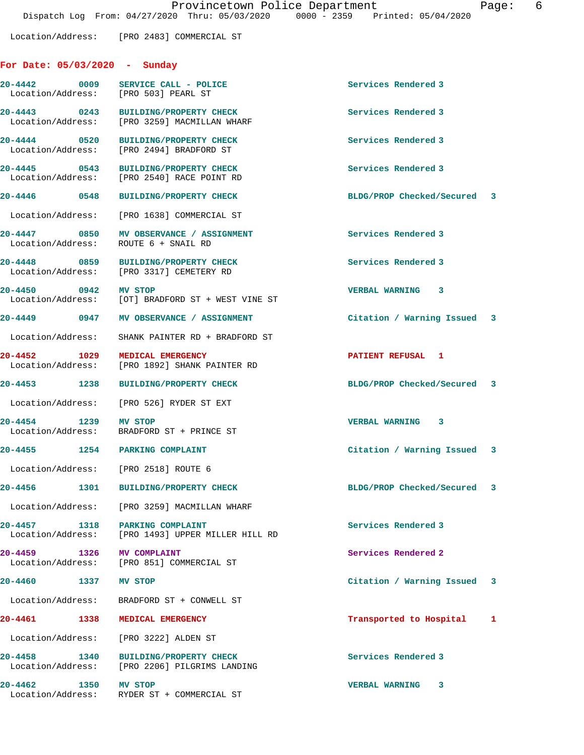Location/Address: [PRO 2483] COMMERCIAL ST

## For Date: 05/03/2020 - Sunday

| Call # | Time | Call Type | Disposition |
|---|---|---|---|
| 20-4442 | 0009 | SERVICE CALL - POLICE | Services Rendered 3 |
| | | Location/Address: [PRO 503] PEARL ST | |
| 20-4443 | 0243 | BUILDING/PROPERTY CHECK | Services Rendered 3 |
| | | Location/Address: [PRO 3259] MACMILLAN WHARF | |
| 20-4444 | 0520 | BUILDING/PROPERTY CHECK | Services Rendered 3 |
| | | Location/Address: [PRO 2494] BRADFORD ST | |
| 20-4445 | 0543 | BUILDING/PROPERTY CHECK | Services Rendered 3 |
| | | Location/Address: [PRO 2540] RACE POINT RD | |
| 20-4446 | 0548 | BUILDING/PROPERTY CHECK | BLDG/PROP Checked/Secured 3 |
| | | Location/Address: [PRO 1638] COMMERCIAL ST | |
| 20-4447 | 0850 | MV OBSERVANCE / ASSIGNMENT | Services Rendered 3 |
| | | Location/Address: ROUTE 6 + SNAIL RD | |
| 20-4448 | 0859 | BUILDING/PROPERTY CHECK | Services Rendered 3 |
| | | Location/Address: [PRO 3317] CEMETERY RD | |
| 20-4450 | 0942 | MV STOP | VERBAL WARNING 3 |
| | | Location/Address: [OT] BRADFORD ST + WEST VINE ST | |
| 20-4449 | 0947 | MV OBSERVANCE / ASSIGNMENT | Citation / Warning Issued 3 |
| | | Location/Address: SHANK PAINTER RD + BRADFORD ST | |
| 20-4452 | 1029 | MEDICAL EMERGENCY | PATIENT REFUSAL 1 |
| | | Location/Address: [PRO 1892] SHANK PAINTER RD | |
| 20-4453 | 1238 | BUILDING/PROPERTY CHECK | BLDG/PROP Checked/Secured 3 |
| | | Location/Address: [PRO 526] RYDER ST EXT | |
| 20-4454 | 1239 | MV STOP | VERBAL WARNING 3 |
| | | Location/Address: BRADFORD ST + PRINCE ST | |
| 20-4455 | 1254 | PARKING COMPLAINT | Citation / Warning Issued 3 |
| | | Location/Address: [PRO 2518] ROUTE 6 | |
| 20-4456 | 1301 | BUILDING/PROPERTY CHECK | BLDG/PROP Checked/Secured 3 |
| | | Location/Address: [PRO 3259] MACMILLAN WHARF | |
| 20-4457 | 1318 | PARKING COMPLAINT | Services Rendered 3 |
| | | Location/Address: [PRO 1493] UPPER MILLER HILL RD | |
| 20-4459 | 1326 | MV COMPLAINT | Services Rendered 2 |
| | | Location/Address: [PRO 851] COMMERCIAL ST | |
| 20-4460 | 1337 | MV STOP | Citation / Warning Issued 3 |
| | | Location/Address: BRADFORD ST + CONWELL ST | |
| 20-4461 | 1338 | MEDICAL EMERGENCY | Transported to Hospital 1 |
| | | Location/Address: [PRO 3222] ALDEN ST | |
| 20-4458 | 1340 | BUILDING/PROPERTY CHECK | Services Rendered 3 |
| | | Location/Address: [PRO 2206] PILGRIMS LANDING | |
| 20-4462 | 1350 | MV STOP | VERBAL WARNING 3 |
| | | Location/Address: RYDER ST + COMMERCIAL ST | |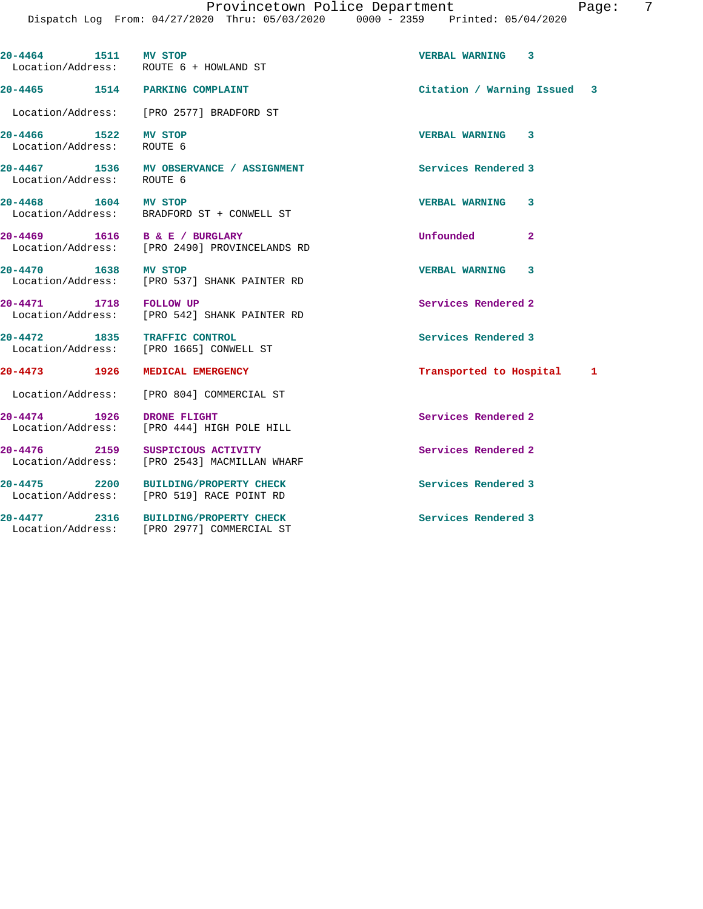| | | | | |
|---|---|---|---|---|
| 20-4464 | 1511 | MV STOP | VERBAL WARNING | 3 |
| Location/Address: | | ROUTE 6 + HOWLAND ST | | |
| 20-4465 | 1514 | PARKING COMPLAINT | Citation / Warning Issued | 3 |
| Location/Address: | | [PRO 2577] BRADFORD ST | | |
| 20-4466 | 1522 | MV STOP | VERBAL WARNING | 3 |
| Location/Address: | | ROUTE 6 | | |
| 20-4467 | 1536 | MV OBSERVANCE / ASSIGNMENT | Services Rendered | 3 |
| Location/Address: | | ROUTE 6 | | |
| 20-4468 | 1604 | MV STOP | VERBAL WARNING | 3 |
| Location/Address: | | BRADFORD ST + CONWELL ST | | |
| 20-4469 | 1616 | B & E / BURGLARY | Unfounded | 2 |
| Location/Address: | | [PRO 2490] PROVINCELANDS RD | | |
| 20-4470 | 1638 | MV STOP | VERBAL WARNING | 3 |
| Location/Address: | | [PRO 537] SHANK PAINTER RD | | |
| 20-4471 | 1718 | FOLLOW UP | Services Rendered | 2 |
| Location/Address: | | [PRO 542] SHANK PAINTER RD | | |
| 20-4472 | 1835 | TRAFFIC CONTROL | Services Rendered | 3 |
| Location/Address: | | [PRO 1665] CONWELL ST | | |
| 20-4473 | 1926 | MEDICAL EMERGENCY | Transported to Hospital | 1 |
| Location/Address: | | [PRO 804] COMMERCIAL ST | | |
| 20-4474 | 1926 | DRONE FLIGHT | Services Rendered | 2 |
| Location/Address: | | [PRO 444] HIGH POLE HILL | | |
| 20-4476 | 2159 | SUSPICIOUS ACTIVITY | Services Rendered | 2 |
| Location/Address: | | [PRO 2543] MACMILLAN WHARF | | |
| 20-4475 | 2200 | BUILDING/PROPERTY CHECK | Services Rendered | 3 |
| Location/Address: | | [PRO 519] RACE POINT RD | | |
| 20-4477 | 2316 | BUILDING/PROPERTY CHECK | Services Rendered | 3 |
| Location/Address: | | [PRO 2977] COMMERCIAL ST | | |